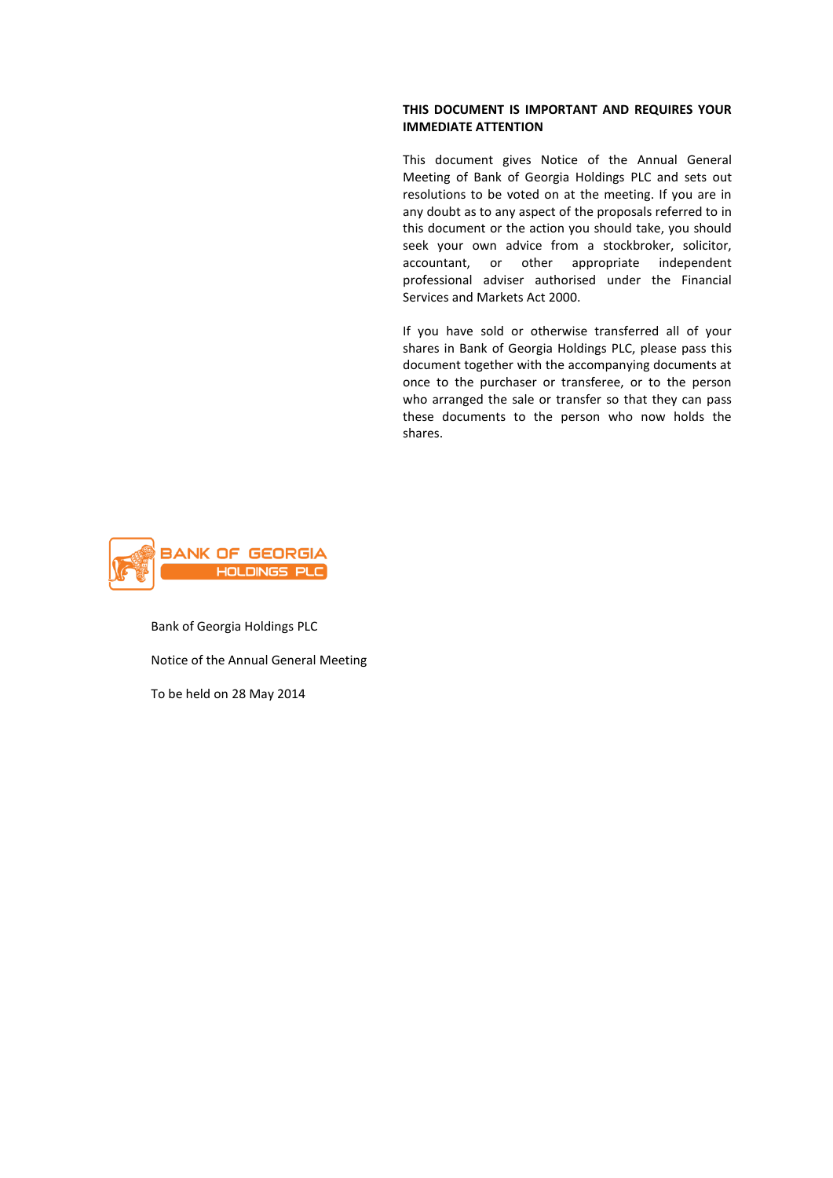**THIS DOCUMENT IS IMPORTANT AND REQUIRES YOUR IMMEDIATE ATTENTION**

This document gives Notice of the Annual General Meeting of Bank of Georgia Holdings PLC and sets out resolutions to be voted on at the meeting. If you are in any doubt as to any aspect of the proposals referred to in this document or the action you should take, you should seek your own advice from a stockbroker, solicitor, accountant, or other appropriate independent professional adviser authorised under the Financial Services and Markets Act 2000.

If you have sold or otherwise transferred all of your shares in Bank of Georgia Holdings PLC, please pass this document together with the accompanying documents at once to the purchaser or transferee, or to the person who arranged the sale or transfer so that they can pass these documents to the person who now holds the shares.

BANK OF GEORGIA HOLDINGS PLC

Bank of Georgia Holdings PLC

Notice of the Annual General Meeting

To be held on 28 May 2014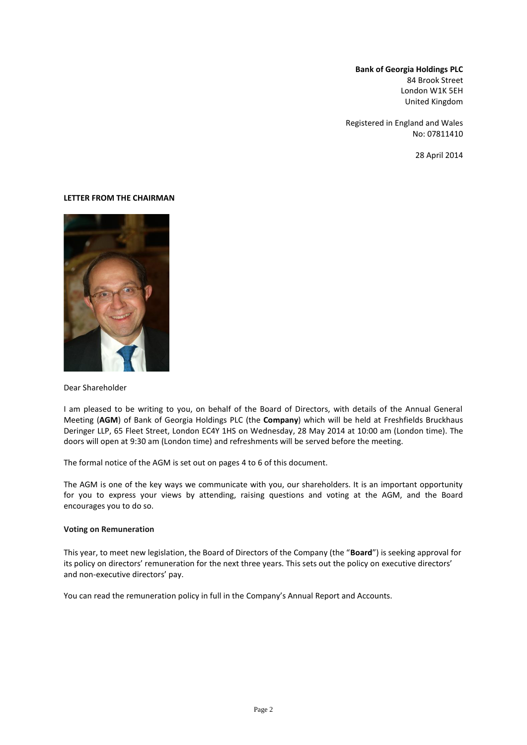**Bank of Georgia Holdings PLC**
84 Brook Street
London W1K 5EH
United Kingdom

Registered in England and Wales
No: 07811410

28 April 2014

**LETTER FROM THE CHAIRMAN**

Dear Shareholder

I am pleased to be writing to you, on behalf of the Board of Directors, with details of the Annual General Meeting (**AGM**) of Bank of Georgia Holdings PLC (the **Company**) which will be held at Freshfields Bruckhaus Deringer LLP, 65 Fleet Street, London EC4Y 1HS on Wednesday, 28 May 2014 at 10:00 am (London time). The doors will open at 9:30 am (London time) and refreshments will be served before the meeting.

The formal notice of the AGM is set out on pages 4 to 6 of this document.

The AGM is one of the key ways we communicate with you, our shareholders. It is an important opportunity for you to express your views by attending, raising questions and voting at the AGM, and the Board encourages you to do so.

**Voting on Remuneration**

This year, to meet new legislation, the Board of Directors of the Company (the "**Board**") is seeking approval for its policy on directors' remuneration for the next three years. This sets out the policy on executive directors' and non-executive directors' pay.

You can read the remuneration policy in full in the Company's Annual Report and Accounts.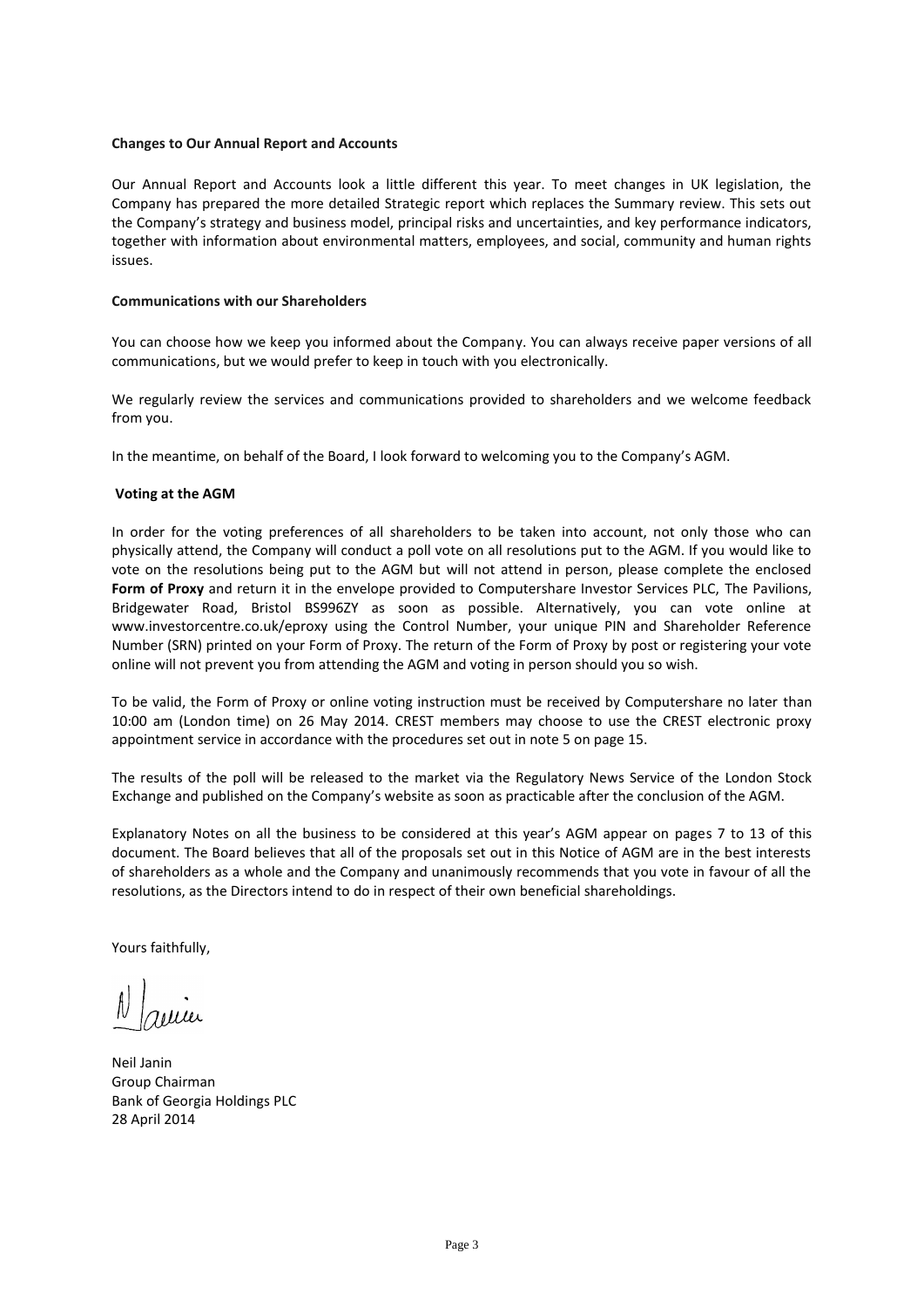**Changes to Our Annual Report and Accounts**

Our Annual Report and Accounts look a little different this year. To meet changes in UK legislation, the Company has prepared the more detailed Strategic report which replaces the Summary review. This sets out the Company's strategy and business model, principal risks and uncertainties, and key performance indicators, together with information about environmental matters, employees, and social, community and human rights issues.

**Communications with our Shareholders**

You can choose how we keep you informed about the Company. You can always receive paper versions of all communications, but we would prefer to keep in touch with you electronically.

We regularly review the services and communications provided to shareholders and we welcome feedback from you.

In the meantime, on behalf of the Board, I look forward to welcoming you to the Company's AGM.

**Voting at the AGM**

In order for the voting preferences of all shareholders to be taken into account, not only those who can physically attend, the Company will conduct a poll vote on all resolutions put to the AGM. If you would like to vote on the resolutions being put to the AGM but will not attend in person, please complete the enclosed **Form of Proxy** and return it in the envelope provided to Computershare Investor Services PLC, The Pavilions, Bridgewater Road, Bristol BS996ZY as soon as possible. Alternatively, you can vote online at www.investorcentre.co.uk/eproxy using the Control Number, your unique PIN and Shareholder Reference Number (SRN) printed on your Form of Proxy. The return of the Form of Proxy by post or registering your vote online will not prevent you from attending the AGM and voting in person should you so wish.

To be valid, the Form of Proxy or online voting instruction must be received by Computershare no later than 10:00 am (London time) on 26 May 2014. CREST members may choose to use the CREST electronic proxy appointment service in accordance with the procedures set out in note 5 on page 15.

The results of the poll will be released to the market via the Regulatory News Service of the London Stock Exchange and published on the Company's website as soon as practicable after the conclusion of the AGM.

Explanatory Notes on all the business to be considered at this year's AGM appear on pages 7 to 13 of this document. The Board believes that all of the proposals set out in this Notice of AGM are in the best interests of shareholders as a whole and the Company and unanimously recommends that you vote in favour of all the resolutions, as the Directors intend to do in respect of their own beneficial shareholdings.

Yours faithfully,

Neil Janin
Group Chairman
Bank of Georgia Holdings PLC
28 April 2014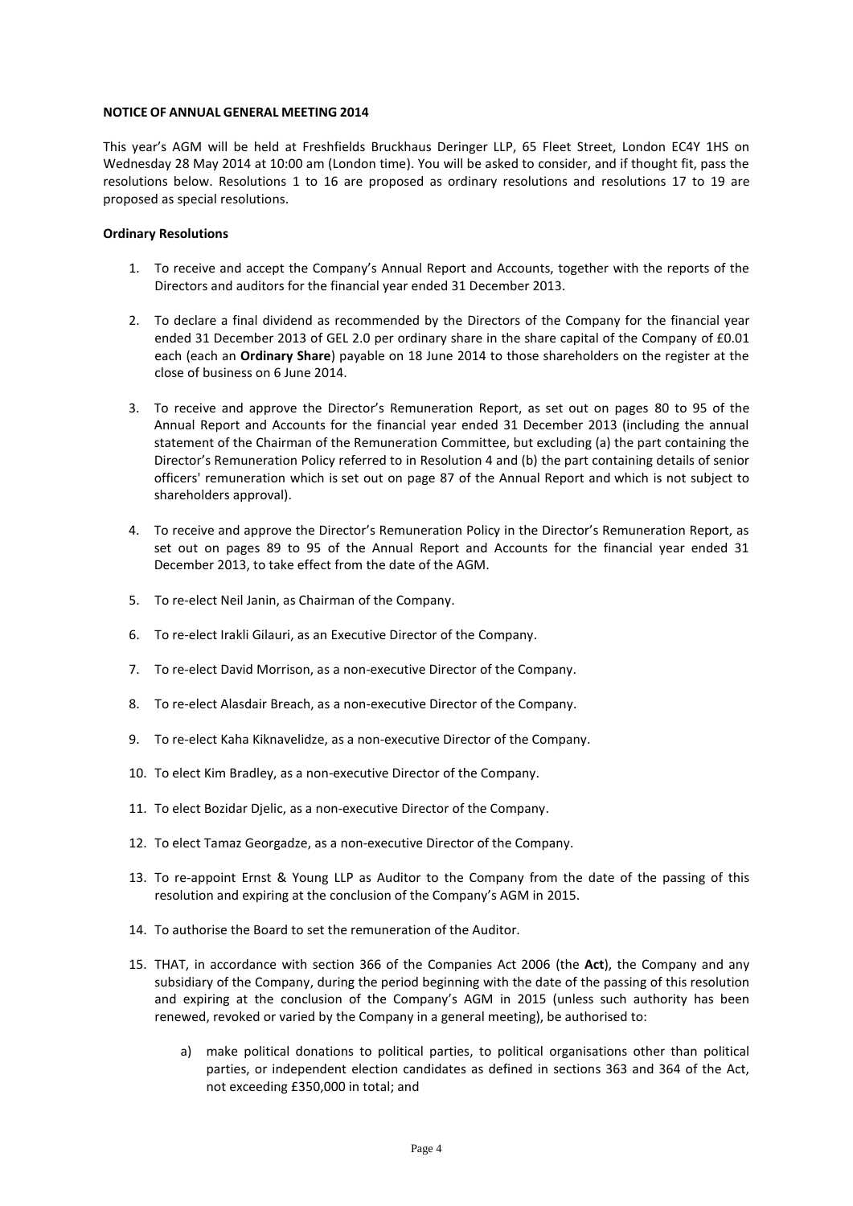**NOTICE OF ANNUAL GENERAL MEETING 2014**

This year's AGM will be held at Freshfields Bruckhaus Deringer LLP, 65 Fleet Street, London EC4Y 1HS on Wednesday 28 May 2014 at 10:00 am (London time). You will be asked to consider, and if thought fit, pass the resolutions below. Resolutions 1 to 16 are proposed as ordinary resolutions and resolutions 17 to 19 are proposed as special resolutions.

**Ordinary Resolutions**

1. To receive and accept the Company's Annual Report and Accounts, together with the reports of the Directors and auditors for the financial year ended 31 December 2013.

2. To declare a final dividend as recommended by the Directors of the Company for the financial year ended 31 December 2013 of GEL 2.0 per ordinary share in the share capital of the Company of £0.01 each (each an **Ordinary Share**) payable on 18 June 2014 to those shareholders on the register at the close of business on 6 June 2014.

3. To receive and approve the Director's Remuneration Report, as set out on pages 80 to 95 of the Annual Report and Accounts for the financial year ended 31 December 2013 (including the annual statement of the Chairman of the Remuneration Committee, but excluding (a) the part containing the Director's Remuneration Policy referred to in Resolution 4 and (b) the part containing details of senior officers' remuneration which is set out on page 87 of the Annual Report and which is not subject to shareholders approval).

4. To receive and approve the Director's Remuneration Policy in the Director's Remuneration Report, as set out on pages 89 to 95 of the Annual Report and Accounts for the financial year ended 31 December 2013, to take effect from the date of the AGM.

5. To re-elect Neil Janin, as Chairman of the Company.

6. To re-elect Irakli Gilauri, as an Executive Director of the Company.

7. To re-elect David Morrison, as a non-executive Director of the Company.

8. To re-elect Alasdair Breach, as a non-executive Director of the Company.

9. To re-elect Kaha Kiknavelidze, as a non-executive Director of the Company.

10. To elect Kim Bradley, as a non-executive Director of the Company.

11. To elect Bozidar Djelic, as a non-executive Director of the Company.

12. To elect Tamaz Georgadze, as a non-executive Director of the Company.

13. To re-appoint Ernst & Young LLP as Auditor to the Company from the date of the passing of this resolution and expiring at the conclusion of the Company's AGM in 2015.

14. To authorise the Board to set the remuneration of the Auditor.

15. THAT, in accordance with section 366 of the Companies Act 2006 (the **Act**), the Company and any subsidiary of the Company, during the period beginning with the date of the passing of this resolution and expiring at the conclusion of the Company's AGM in 2015 (unless such authority has been renewed, revoked or varied by the Company in a general meeting), be authorised to:

    a) make political donations to political parties, to political organisations other than political parties, or independent election candidates as defined in sections 363 and 364 of the Act, not exceeding £350,000 in total; and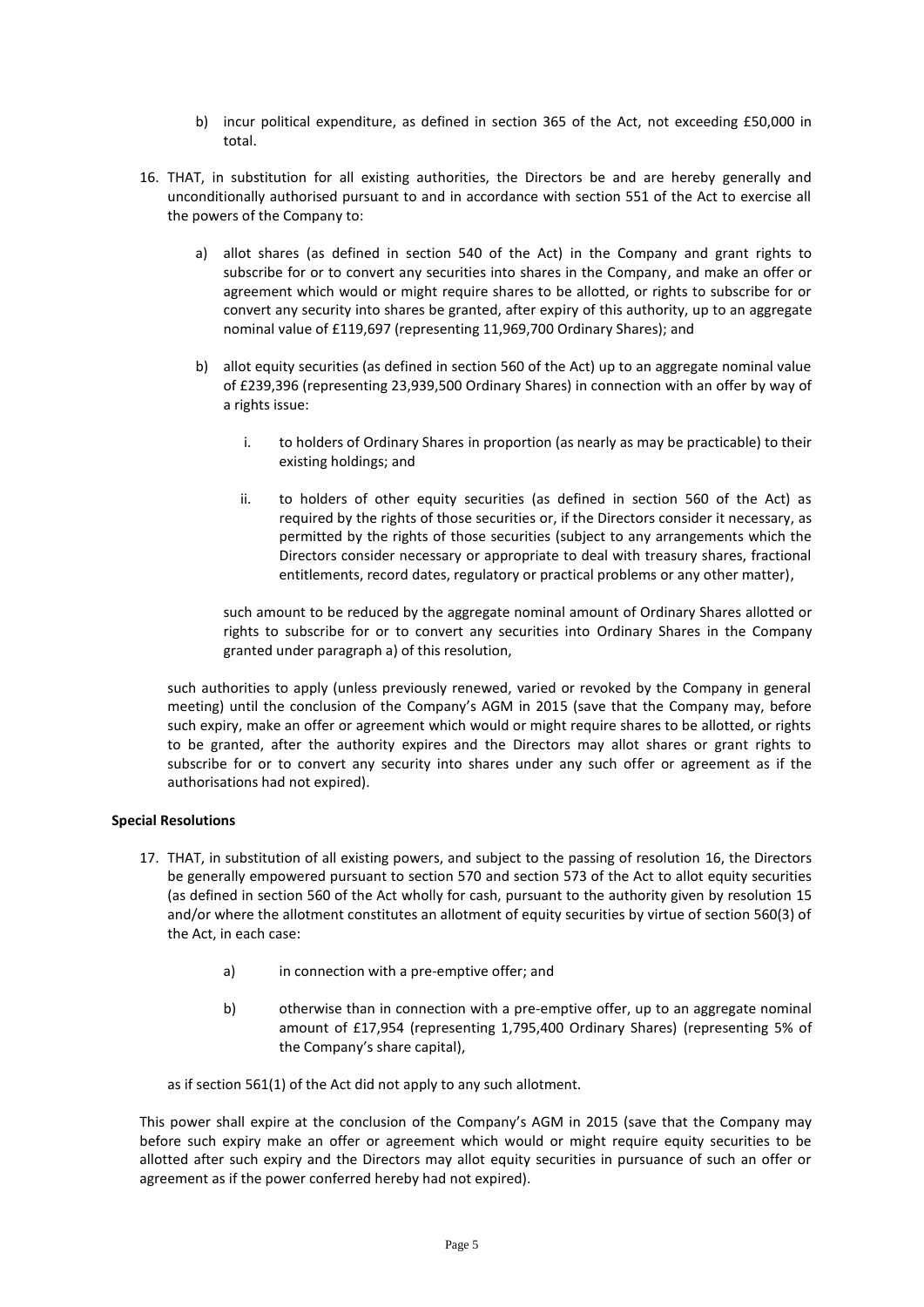b) incur political expenditure, as defined in section 365 of the Act, not exceeding £50,000 in total.

16. THAT, in substitution for all existing authorities, the Directors be and are hereby generally and unconditionally authorised pursuant to and in accordance with section 551 of the Act to exercise all the powers of the Company to:

    a) allot shares (as defined in section 540 of the Act) in the Company and grant rights to subscribe for or to convert any securities into shares in the Company, and make an offer or agreement which would or might require shares to be allotted, or rights to subscribe for or convert any security into shares be granted, after expiry of this authority, up to an aggregate nominal value of £119,697 (representing 11,969,700 Ordinary Shares); and

    b) allot equity securities (as defined in section 560 of the Act) up to an aggregate nominal value of £239,396 (representing 23,939,500 Ordinary Shares) in connection with an offer by way of a rights issue:

        i. to holders of Ordinary Shares in proportion (as nearly as may be practicable) to their existing holdings; and

        ii. to holders of other equity securities (as defined in section 560 of the Act) as required by the rights of those securities or, if the Directors consider it necessary, as permitted by the rights of those securities (subject to any arrangements which the Directors consider necessary or appropriate to deal with treasury shares, fractional entitlements, record dates, regulatory or practical problems or any other matter),

    such amount to be reduced by the aggregate nominal amount of Ordinary Shares allotted or rights to subscribe for or to convert any securities into Ordinary Shares in the Company granted under paragraph a) of this resolution,

    such authorities to apply (unless previously renewed, varied or revoked by the Company in general meeting) until the conclusion of the Company's AGM in 2015 (save that the Company may, before such expiry, make an offer or agreement which would or might require shares to be allotted, or rights to be granted, after the authority expires and the Directors may allot shares or grant rights to subscribe for or to convert any security into shares under any such offer or agreement as if the authorisations had not expired).

**Special Resolutions**

17. THAT, in substitution of all existing powers, and subject to the passing of resolution 16, the Directors be generally empowered pursuant to section 570 and section 573 of the Act to allot equity securities (as defined in section 560 of the Act wholly for cash, pursuant to the authority given by resolution 15 and/or where the allotment constitutes an allotment of equity securities by virtue of section 560(3) of the Act, in each case:

    a) in connection with a pre-emptive offer; and

    b) otherwise than in connection with a pre-emptive offer, up to an aggregate nominal amount of £17,954 (representing 1,795,400 Ordinary Shares) (representing 5% of the Company's share capital),

    as if section 561(1) of the Act did not apply to any such allotment.

    This power shall expire at the conclusion of the Company's AGM in 2015 (save that the Company may before such expiry make an offer or agreement which would or might require equity securities to be allotted after such expiry and the Directors may allot equity securities in pursuance of such an offer or agreement as if the power conferred hereby had not expired).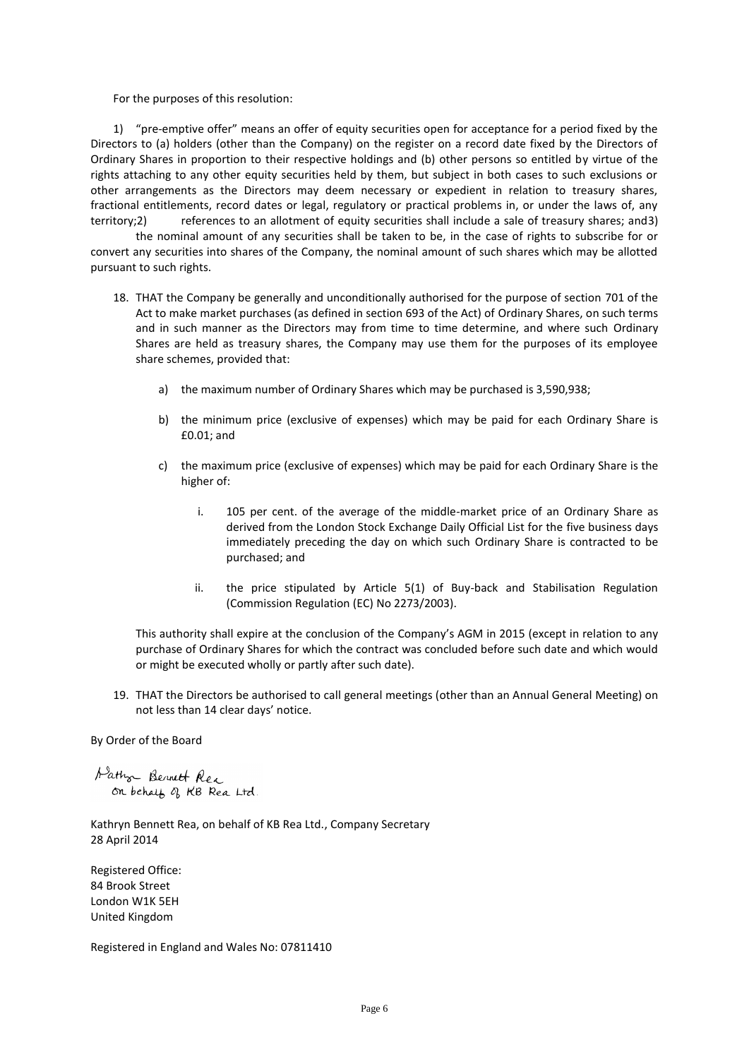For the purposes of this resolution:

1) "pre-emptive offer" means an offer of equity securities open for acceptance for a period fixed by the Directors to (a) holders (other than the Company) on the register on a record date fixed by the Directors of Ordinary Shares in proportion to their respective holdings and (b) other persons so entitled by virtue of the rights attaching to any other equity securities held by them, but subject in both cases to such exclusions or other arrangements as the Directors may deem necessary or expedient in relation to treasury shares, fractional entitlements, record dates or legal, regulatory or practical problems in, or under the laws of, any territory;2) references to an allotment of equity securities shall include a sale of treasury shares; and3) the nominal amount of any securities shall be taken to be, in the case of rights to subscribe for or convert any securities into shares of the Company, the nominal amount of such shares which may be allotted pursuant to such rights.

18. THAT the Company be generally and unconditionally authorised for the purpose of section 701 of the Act to make market purchases (as defined in section 693 of the Act) of Ordinary Shares, on such terms and in such manner as the Directors may from time to time determine, and where such Ordinary Shares are held as treasury shares, the Company may use them for the purposes of its employee share schemes, provided that:

    a) the maximum number of Ordinary Shares which may be purchased is 3,590,938;

    b) the minimum price (exclusive of expenses) which may be paid for each Ordinary Share is £0.01; and

    c) the maximum price (exclusive of expenses) which may be paid for each Ordinary Share is the higher of:

        i. 105 per cent. of the average of the middle-market price of an Ordinary Share as derived from the London Stock Exchange Daily Official List for the five business days immediately preceding the day on which such Ordinary Share is contracted to be purchased; and

        ii. the price stipulated by Article 5(1) of Buy-back and Stabilisation Regulation (Commission Regulation (EC) No 2273/2003).

    This authority shall expire at the conclusion of the Company's AGM in 2015 (except in relation to any purchase of Ordinary Shares for which the contract was concluded before such date and which would or might be executed wholly or partly after such date).

19. THAT the Directors be authorised to call general meetings (other than an Annual General Meeting) on not less than 14 clear days' notice.

By Order of the Board

Kathryn Bennett Rea
On behalf of KB Rea Ltd.

Kathryn Bennett Rea, on behalf of KB Rea Ltd., Company Secretary
28 April 2014

Registered Office:
84 Brook Street
London W1K 5EH
United Kingdom

Registered in England and Wales No: 07811410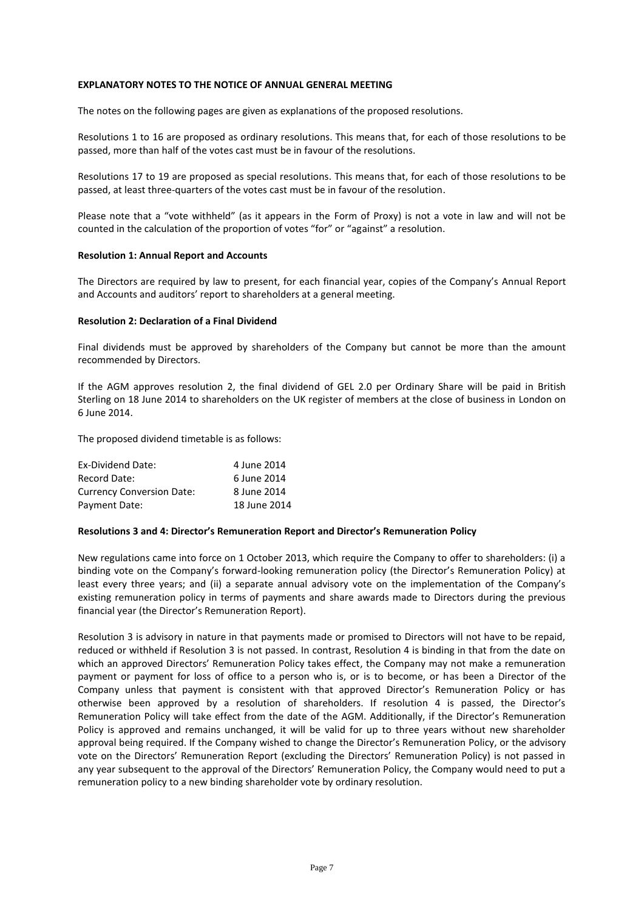**EXPLANATORY NOTES TO THE NOTICE OF ANNUAL GENERAL MEETING**

The notes on the following pages are given as explanations of the proposed resolutions.

Resolutions 1 to 16 are proposed as ordinary resolutions. This means that, for each of those resolutions to be passed, more than half of the votes cast must be in favour of the resolutions.

Resolutions 17 to 19 are proposed as special resolutions. This means that, for each of those resolutions to be passed, at least three-quarters of the votes cast must be in favour of the resolution.

Please note that a "vote withheld" (as it appears in the Form of Proxy) is not a vote in law and will not be counted in the calculation of the proportion of votes "for" or "against" a resolution.

**Resolution 1: Annual Report and Accounts**

The Directors are required by law to present, for each financial year, copies of the Company's Annual Report and Accounts and auditors' report to shareholders at a general meeting.

**Resolution 2: Declaration of a Final Dividend**

Final dividends must be approved by shareholders of the Company but cannot be more than the amount recommended by Directors.

If the AGM approves resolution 2, the final dividend of GEL 2.0 per Ordinary Share will be paid in British Sterling on 18 June 2014 to shareholders on the UK register of members at the close of business in London on 6 June 2014.

The proposed dividend timetable is as follows:

| | |
|---|---|
| Ex-Dividend Date: | 4 June 2014 |
| Record Date: | 6 June 2014 |
| Currency Conversion Date: | 8 June 2014 |
| Payment Date: | 18 June 2014 |

**Resolutions 3 and 4: Director's Remuneration Report and Director's Remuneration Policy**

New regulations came into force on 1 October 2013, which require the Company to offer to shareholders: (i) a binding vote on the Company's forward-looking remuneration policy (the Director's Remuneration Policy) at least every three years; and (ii) a separate annual advisory vote on the implementation of the Company's existing remuneration policy in terms of payments and share awards made to Directors during the previous financial year (the Director's Remuneration Report).

Resolution 3 is advisory in nature in that payments made or promised to Directors will not have to be repaid, reduced or withheld if Resolution 3 is not passed. In contrast, Resolution 4 is binding in that from the date on which an approved Directors' Remuneration Policy takes effect, the Company may not make a remuneration payment or payment for loss of office to a person who is, or is to become, or has been a Director of the Company unless that payment is consistent with that approved Director's Remuneration Policy or has otherwise been approved by a resolution of shareholders. If resolution 4 is passed, the Director's Remuneration Policy will take effect from the date of the AGM. Additionally, if the Director's Remuneration Policy is approved and remains unchanged, it will be valid for up to three years without new shareholder approval being required. If the Company wished to change the Director's Remuneration Policy, or the advisory vote on the Directors' Remuneration Report (excluding the Directors' Remuneration Policy) is not passed in any year subsequent to the approval of the Directors' Remuneration Policy, the Company would need to put a remuneration policy to a new binding shareholder vote by ordinary resolution.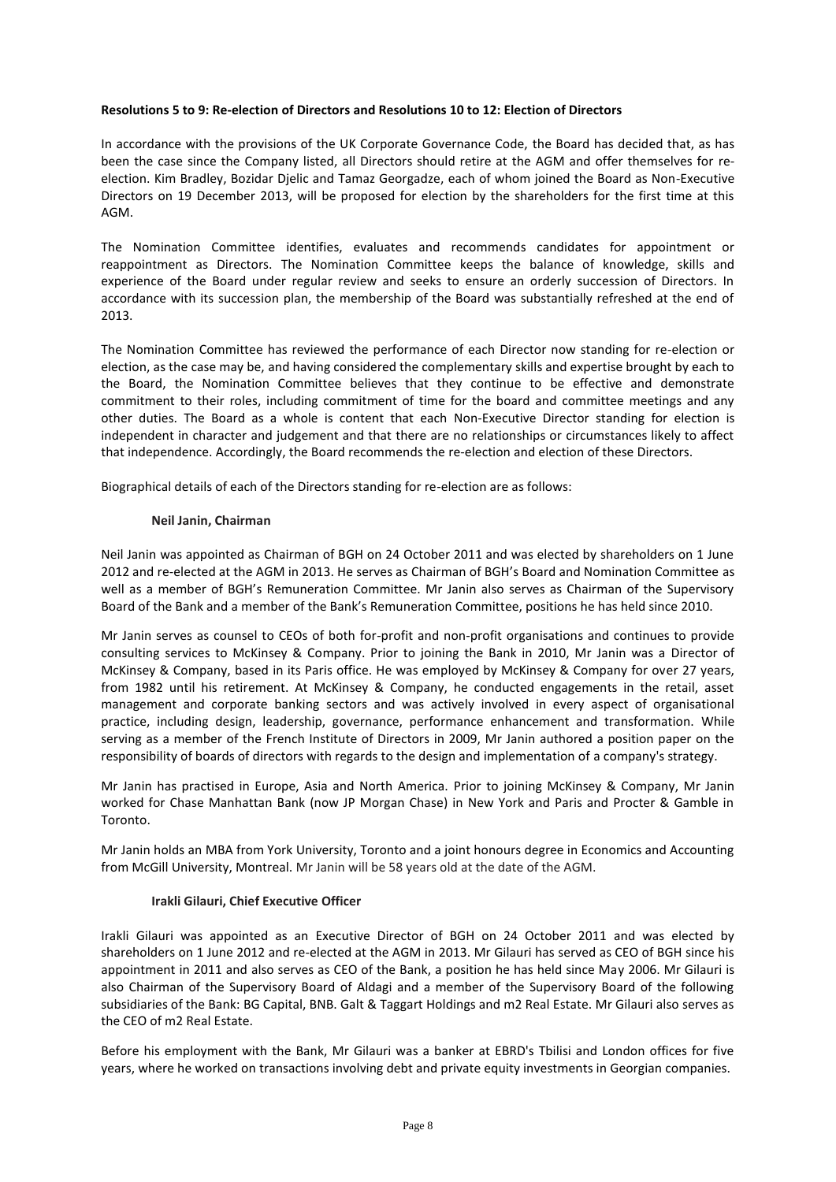**Resolutions 5 to 9: Re-election of Directors and Resolutions 10 to 12: Election of Directors**

In accordance with the provisions of the UK Corporate Governance Code, the Board has decided that, as has been the case since the Company listed, all Directors should retire at the AGM and offer themselves for re-election. Kim Bradley, Bozidar Djelic and Tamaz Georgadze, each of whom joined the Board as Non-Executive Directors on 19 December 2013, will be proposed for election by the shareholders for the first time at this AGM.

The Nomination Committee identifies, evaluates and recommends candidates for appointment or reappointment as Directors. The Nomination Committee keeps the balance of knowledge, skills and experience of the Board under regular review and seeks to ensure an orderly succession of Directors. In accordance with its succession plan, the membership of the Board was substantially refreshed at the end of 2013.

The Nomination Committee has reviewed the performance of each Director now standing for re-election or election, as the case may be, and having considered the complementary skills and expertise brought by each to the Board, the Nomination Committee believes that they continue to be effective and demonstrate commitment to their roles, including commitment of time for the board and committee meetings and any other duties. The Board as a whole is content that each Non-Executive Director standing for election is independent in character and judgement and that there are no relationships or circumstances likely to affect that independence. Accordingly, the Board recommends the re-election and election of these Directors.

Biographical details of each of the Directors standing for re-election are as follows:

**Neil Janin, Chairman**

Neil Janin was appointed as Chairman of BGH on 24 October 2011 and was elected by shareholders on 1 June 2012 and re-elected at the AGM in 2013. He serves as Chairman of BGH's Board and Nomination Committee as well as a member of BGH's Remuneration Committee. Mr Janin also serves as Chairman of the Supervisory Board of the Bank and a member of the Bank's Remuneration Committee, positions he has held since 2010.

Mr Janin serves as counsel to CEOs of both for-profit and non-profit organisations and continues to provide consulting services to McKinsey & Company. Prior to joining the Bank in 2010, Mr Janin was a Director of McKinsey & Company, based in its Paris office. He was employed by McKinsey & Company for over 27 years, from 1982 until his retirement. At McKinsey & Company, he conducted engagements in the retail, asset management and corporate banking sectors and was actively involved in every aspect of organisational practice, including design, leadership, governance, performance enhancement and transformation. While serving as a member of the French Institute of Directors in 2009, Mr Janin authored a position paper on the responsibility of boards of directors with regards to the design and implementation of a company's strategy.

Mr Janin has practised in Europe, Asia and North America. Prior to joining McKinsey & Company, Mr Janin worked for Chase Manhattan Bank (now JP Morgan Chase) in New York and Paris and Procter & Gamble in Toronto.

Mr Janin holds an MBA from York University, Toronto and a joint honours degree in Economics and Accounting from McGill University, Montreal. Mr Janin will be 58 years old at the date of the AGM.

**Irakli Gilauri, Chief Executive Officer**

Irakli Gilauri was appointed as an Executive Director of BGH on 24 October 2011 and was elected by shareholders on 1 June 2012 and re-elected at the AGM in 2013. Mr Gilauri has served as CEO of BGH since his appointment in 2011 and also serves as CEO of the Bank, a position he has held since May 2006. Mr Gilauri is also Chairman of the Supervisory Board of Aldagi and a member of the Supervisory Board of the following subsidiaries of the Bank: BG Capital, BNB. Galt & Taggart Holdings and m2 Real Estate. Mr Gilauri also serves as the CEO of m2 Real Estate.

Before his employment with the Bank, Mr Gilauri was a banker at EBRD's Tbilisi and London offices for five years, where he worked on transactions involving debt and private equity investments in Georgian companies.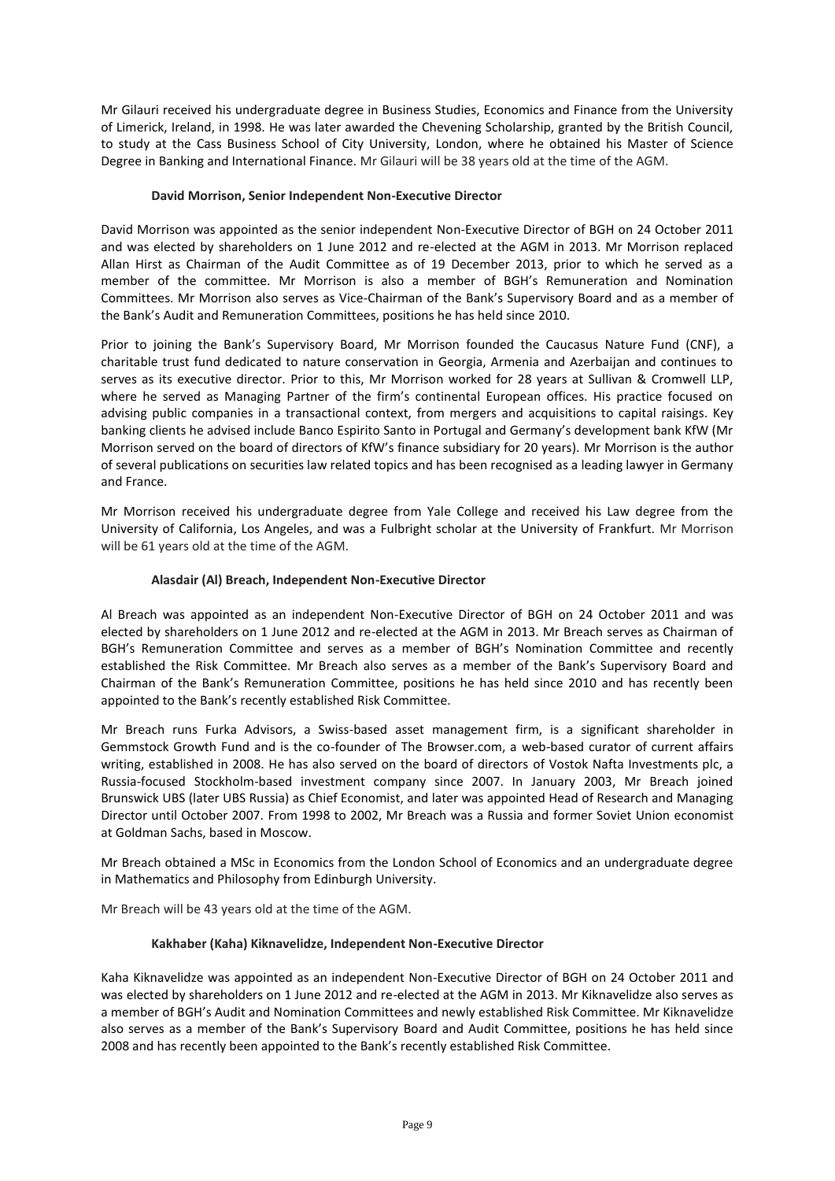Mr Gilauri received his undergraduate degree in Business Studies, Economics and Finance from the University of Limerick, Ireland, in 1998. He was later awarded the Chevening Scholarship, granted by the British Council, to study at the Cass Business School of City University, London, where he obtained his Master of Science Degree in Banking and International Finance. Mr Gilauri will be 38 years old at the time of the AGM.

**David Morrison, Senior Independent Non-Executive Director**

David Morrison was appointed as the senior independent Non-Executive Director of BGH on 24 October 2011 and was elected by shareholders on 1 June 2012 and re-elected at the AGM in 2013. Mr Morrison replaced Allan Hirst as Chairman of the Audit Committee as of 19 December 2013, prior to which he served as a member of the committee. Mr Morrison is also a member of BGH's Remuneration and Nomination Committees. Mr Morrison also serves as Vice-Chairman of the Bank's Supervisory Board and as a member of the Bank's Audit and Remuneration Committees, positions he has held since 2010.

Prior to joining the Bank's Supervisory Board, Mr Morrison founded the Caucasus Nature Fund (CNF), a charitable trust fund dedicated to nature conservation in Georgia, Armenia and Azerbaijan and continues to serves as its executive director. Prior to this, Mr Morrison worked for 28 years at Sullivan & Cromwell LLP, where he served as Managing Partner of the firm's continental European offices. His practice focused on advising public companies in a transactional context, from mergers and acquisitions to capital raisings. Key banking clients he advised include Banco Espirito Santo in Portugal and Germany's development bank KfW (Mr Morrison served on the board of directors of KfW's finance subsidiary for 20 years). Mr Morrison is the author of several publications on securities law related topics and has been recognised as a leading lawyer in Germany and France.

Mr Morrison received his undergraduate degree from Yale College and received his Law degree from the University of California, Los Angeles, and was a Fulbright scholar at the University of Frankfurt. Mr Morrison will be 61 years old at the time of the AGM.

**Alasdair (Al) Breach, Independent Non-Executive Director**

Al Breach was appointed as an independent Non-Executive Director of BGH on 24 October 2011 and was elected by shareholders on 1 June 2012 and re-elected at the AGM in 2013. Mr Breach serves as Chairman of BGH's Remuneration Committee and serves as a member of BGH's Nomination Committee and recently established the Risk Committee. Mr Breach also serves as a member of the Bank's Supervisory Board and Chairman of the Bank's Remuneration Committee, positions he has held since 2010 and has recently been appointed to the Bank's recently established Risk Committee.

Mr Breach runs Furka Advisors, a Swiss-based asset management firm, is a significant shareholder in Gemmstock Growth Fund and is the co-founder of The Browser.com, a web-based curator of current affairs writing, established in 2008. He has also served on the board of directors of Vostok Nafta Investments plc, a Russia-focused Stockholm-based investment company since 2007. In January 2003, Mr Breach joined Brunswick UBS (later UBS Russia) as Chief Economist, and later was appointed Head of Research and Managing Director until October 2007. From 1998 to 2002, Mr Breach was a Russia and former Soviet Union economist at Goldman Sachs, based in Moscow.

Mr Breach obtained a MSc in Economics from the London School of Economics and an undergraduate degree in Mathematics and Philosophy from Edinburgh University.

Mr Breach will be 43 years old at the time of the AGM.

**Kakhaber (Kaha) Kiknavelidze, Independent Non-Executive Director**

Kaha Kiknavelidze was appointed as an independent Non-Executive Director of BGH on 24 October 2011 and was elected by shareholders on 1 June 2012 and re-elected at the AGM in 2013. Mr Kiknavelidze also serves as a member of BGH's Audit and Nomination Committees and newly established Risk Committee. Mr Kiknavelidze also serves as a member of the Bank's Supervisory Board and Audit Committee, positions he has held since 2008 and has recently been appointed to the Bank's recently established Risk Committee.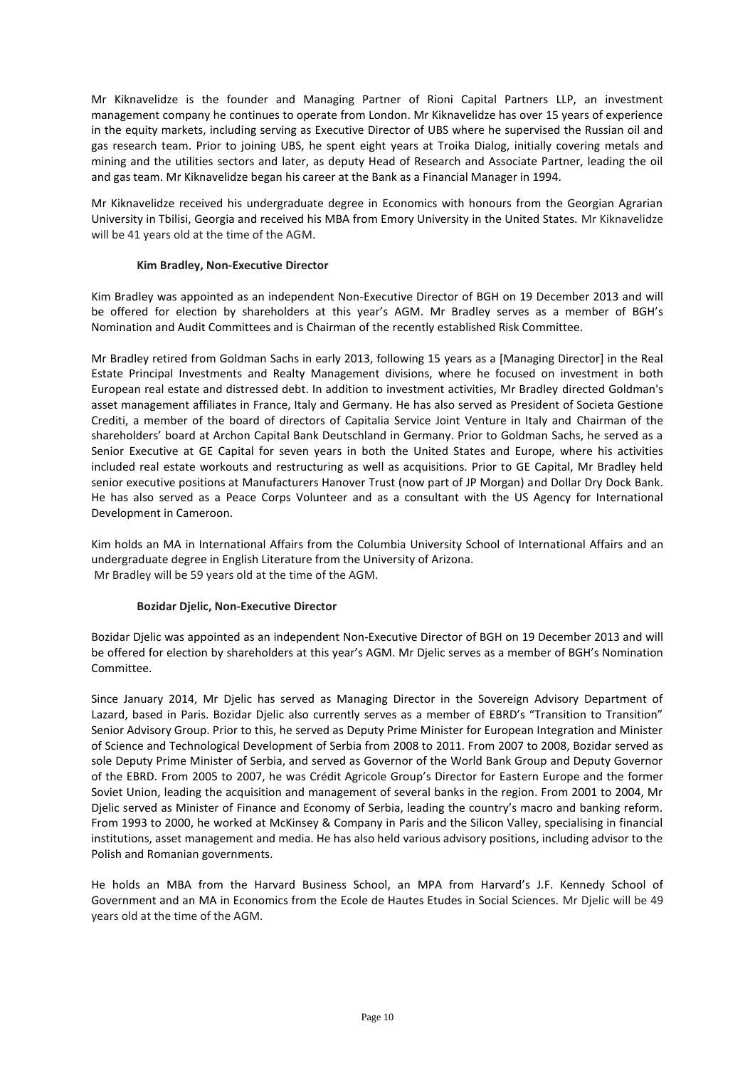Mr Kiknavelidze is the founder and Managing Partner of Rioni Capital Partners LLP, an investment management company he continues to operate from London. Mr Kiknavelidze has over 15 years of experience in the equity markets, including serving as Executive Director of UBS where he supervised the Russian oil and gas research team. Prior to joining UBS, he spent eight years at Troika Dialog, initially covering metals and mining and the utilities sectors and later, as deputy Head of Research and Associate Partner, leading the oil and gas team. Mr Kiknavelidze began his career at the Bank as a Financial Manager in 1994.

Mr Kiknavelidze received his undergraduate degree in Economics with honours from the Georgian Agrarian University in Tbilisi, Georgia and received his MBA from Emory University in the United States. Mr Kiknavelidze will be 41 years old at the time of the AGM.

**Kim Bradley, Non-Executive Director**

Kim Bradley was appointed as an independent Non-Executive Director of BGH on 19 December 2013 and will be offered for election by shareholders at this year's AGM. Mr Bradley serves as a member of BGH's Nomination and Audit Committees and is Chairman of the recently established Risk Committee.

Mr Bradley retired from Goldman Sachs in early 2013, following 15 years as a [Managing Director] in the Real Estate Principal Investments and Realty Management divisions, where he focused on investment in both European real estate and distressed debt. In addition to investment activities, Mr Bradley directed Goldman's asset management affiliates in France, Italy and Germany. He has also served as President of Societa Gestione Crediti, a member of the board of directors of Capitalia Service Joint Venture in Italy and Chairman of the shareholders' board at Archon Capital Bank Deutschland in Germany. Prior to Goldman Sachs, he served as a Senior Executive at GE Capital for seven years in both the United States and Europe, where his activities included real estate workouts and restructuring as well as acquisitions. Prior to GE Capital, Mr Bradley held senior executive positions at Manufacturers Hanover Trust (now part of JP Morgan) and Dollar Dry Dock Bank. He has also served as a Peace Corps Volunteer and as a consultant with the US Agency for International Development in Cameroon.

Kim holds an MA in International Affairs from the Columbia University School of International Affairs and an undergraduate degree in English Literature from the University of Arizona.
Mr Bradley will be 59 years old at the time of the AGM.

**Bozidar Djelic, Non-Executive Director**

Bozidar Djelic was appointed as an independent Non-Executive Director of BGH on 19 December 2013 and will be offered for election by shareholders at this year's AGM. Mr Djelic serves as a member of BGH's Nomination Committee.

Since January 2014, Mr Djelic has served as Managing Director in the Sovereign Advisory Department of Lazard, based in Paris. Bozidar Djelic also currently serves as a member of EBRD's "Transition to Transition" Senior Advisory Group. Prior to this, he served as Deputy Prime Minister for European Integration and Minister of Science and Technological Development of Serbia from 2008 to 2011. From 2007 to 2008, Bozidar served as sole Deputy Prime Minister of Serbia, and served as Governor of the World Bank Group and Deputy Governor of the EBRD. From 2005 to 2007, he was Crédit Agricole Group's Director for Eastern Europe and the former Soviet Union, leading the acquisition and management of several banks in the region. From 2001 to 2004, Mr Djelic served as Minister of Finance and Economy of Serbia, leading the country's macro and banking reform. From 1993 to 2000, he worked at McKinsey & Company in Paris and the Silicon Valley, specialising in financial institutions, asset management and media. He has also held various advisory positions, including advisor to the Polish and Romanian governments.

He holds an MBA from the Harvard Business School, an MPA from Harvard's J.F. Kennedy School of Government and an MA in Economics from the Ecole de Hautes Etudes in Social Sciences. Mr Djelic will be 49 years old at the time of the AGM.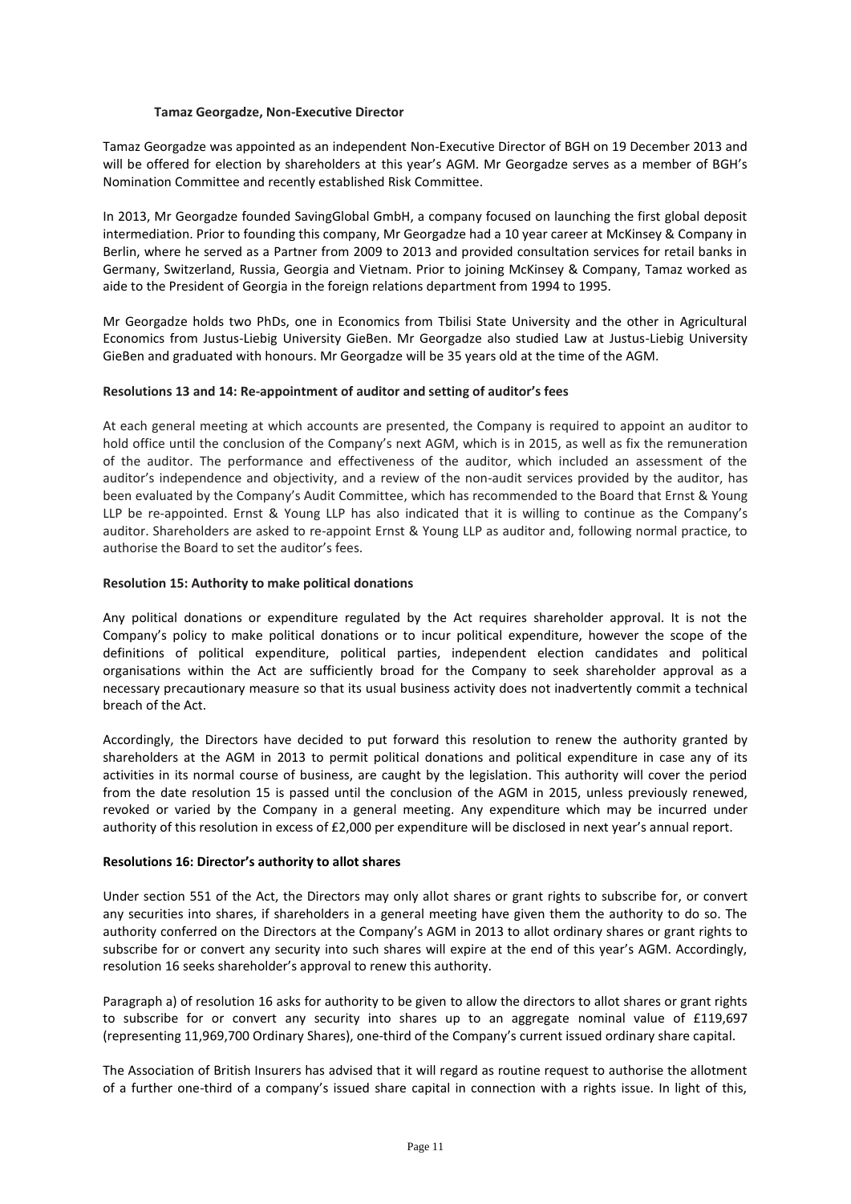**Tamaz Georgadze, Non-Executive Director**

Tamaz Georgadze was appointed as an independent Non-Executive Director of BGH on 19 December 2013 and will be offered for election by shareholders at this year's AGM. Mr Georgadze serves as a member of BGH's Nomination Committee and recently established Risk Committee.

In 2013, Mr Georgadze founded SavingGlobal GmbH, a company focused on launching the first global deposit intermediation. Prior to founding this company, Mr Georgadze had a 10 year career at McKinsey & Company in Berlin, where he served as a Partner from 2009 to 2013 and provided consultation services for retail banks in Germany, Switzerland, Russia, Georgia and Vietnam. Prior to joining McKinsey & Company, Tamaz worked as aide to the President of Georgia in the foreign relations department from 1994 to 1995.

Mr Georgadze holds two PhDs, one in Economics from Tbilisi State University and the other in Agricultural Economics from Justus-Liebig University GieBen. Mr Georgadze also studied Law at Justus-Liebig University GieBen and graduated with honours. Mr Georgadze will be 35 years old at the time of the AGM.

**Resolutions 13 and 14: Re-appointment of auditor and setting of auditor's fees**

At each general meeting at which accounts are presented, the Company is required to appoint an auditor to hold office until the conclusion of the Company's next AGM, which is in 2015, as well as fix the remuneration of the auditor. The performance and effectiveness of the auditor, which included an assessment of the auditor's independence and objectivity, and a review of the non-audit services provided by the auditor, has been evaluated by the Company's Audit Committee, which has recommended to the Board that Ernst & Young LLP be re-appointed. Ernst & Young LLP has also indicated that it is willing to continue as the Company's auditor. Shareholders are asked to re-appoint Ernst & Young LLP as auditor and, following normal practice, to authorise the Board to set the auditor's fees.

**Resolution 15: Authority to make political donations**

Any political donations or expenditure regulated by the Act requires shareholder approval. It is not the Company's policy to make political donations or to incur political expenditure, however the scope of the definitions of political expenditure, political parties, independent election candidates and political organisations within the Act are sufficiently broad for the Company to seek shareholder approval as a necessary precautionary measure so that its usual business activity does not inadvertently commit a technical breach of the Act.

Accordingly, the Directors have decided to put forward this resolution to renew the authority granted by shareholders at the AGM in 2013 to permit political donations and political expenditure in case any of its activities in its normal course of business, are caught by the legislation. This authority will cover the period from the date resolution 15 is passed until the conclusion of the AGM in 2015, unless previously renewed, revoked or varied by the Company in a general meeting. Any expenditure which may be incurred under authority of this resolution in excess of £2,000 per expenditure will be disclosed in next year's annual report.

**Resolutions 16: Director's authority to allot shares**

Under section 551 of the Act, the Directors may only allot shares or grant rights to subscribe for, or convert any securities into shares, if shareholders in a general meeting have given them the authority to do so. The authority conferred on the Directors at the Company's AGM in 2013 to allot ordinary shares or grant rights to subscribe for or convert any security into such shares will expire at the end of this year's AGM. Accordingly, resolution 16 seeks shareholder's approval to renew this authority.

Paragraph a) of resolution 16 asks for authority to be given to allow the directors to allot shares or grant rights to subscribe for or convert any security into shares up to an aggregate nominal value of £119,697 (representing 11,969,700 Ordinary Shares), one-third of the Company's current issued ordinary share capital.

The Association of British Insurers has advised that it will regard as routine request to authorise the allotment of a further one-third of a company's issued share capital in connection with a rights issue. In light of this,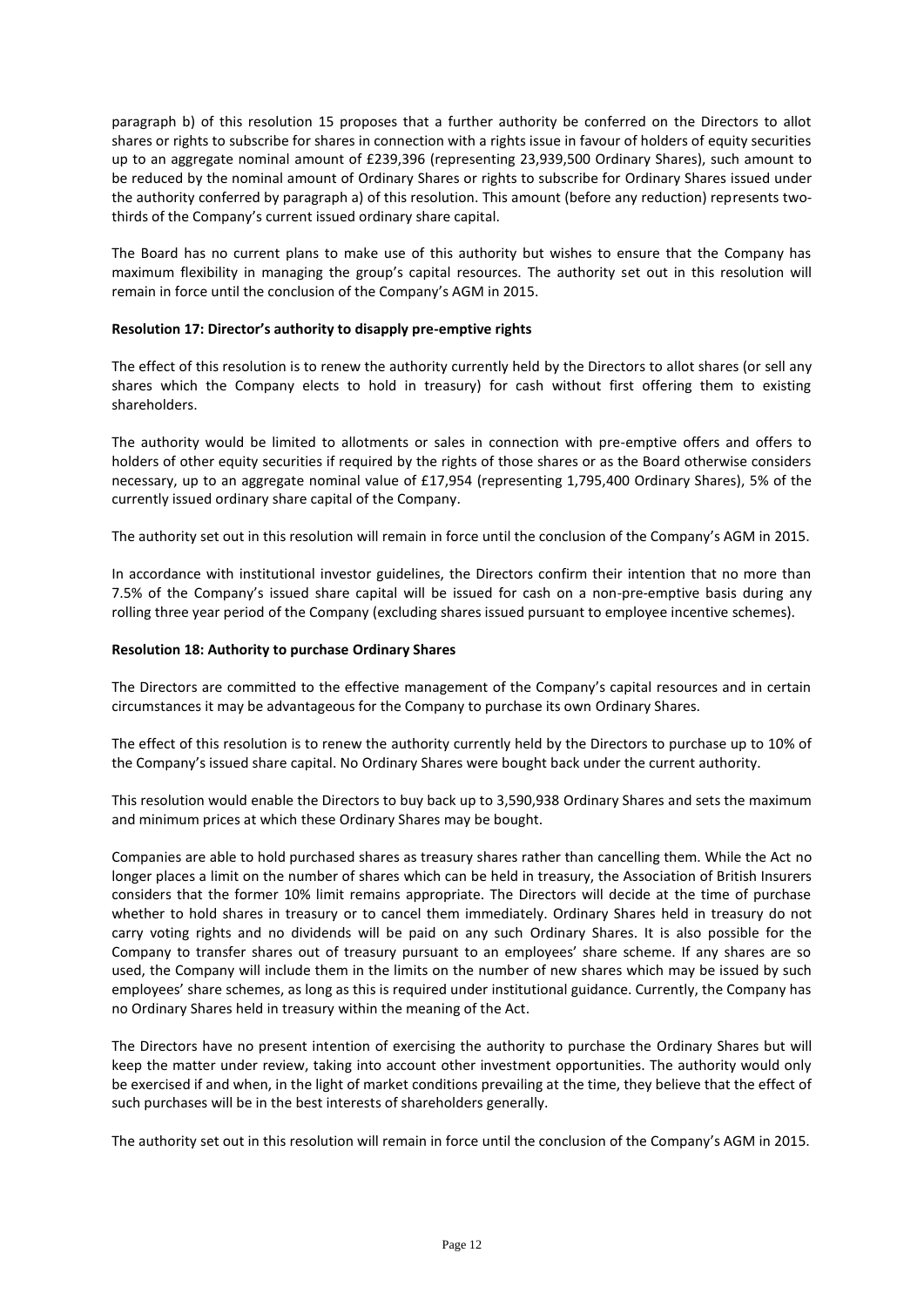paragraph b) of this resolution 15 proposes that a further authority be conferred on the Directors to allot shares or rights to subscribe for shares in connection with a rights issue in favour of holders of equity securities up to an aggregate nominal amount of £239,396 (representing 23,939,500 Ordinary Shares), such amount to be reduced by the nominal amount of Ordinary Shares or rights to subscribe for Ordinary Shares issued under the authority conferred by paragraph a) of this resolution. This amount (before any reduction) represents two-thirds of the Company's current issued ordinary share capital.

The Board has no current plans to make use of this authority but wishes to ensure that the Company has maximum flexibility in managing the group's capital resources. The authority set out in this resolution will remain in force until the conclusion of the Company's AGM in 2015.

**Resolution 17: Director's authority to disapply pre-emptive rights**

The effect of this resolution is to renew the authority currently held by the Directors to allot shares (or sell any shares which the Company elects to hold in treasury) for cash without first offering them to existing shareholders.

The authority would be limited to allotments or sales in connection with pre-emptive offers and offers to holders of other equity securities if required by the rights of those shares or as the Board otherwise considers necessary, up to an aggregate nominal value of £17,954 (representing 1,795,400 Ordinary Shares), 5% of the currently issued ordinary share capital of the Company.

The authority set out in this resolution will remain in force until the conclusion of the Company's AGM in 2015.

In accordance with institutional investor guidelines, the Directors confirm their intention that no more than 7.5% of the Company's issued share capital will be issued for cash on a non-pre-emptive basis during any rolling three year period of the Company (excluding shares issued pursuant to employee incentive schemes).

**Resolution 18: Authority to purchase Ordinary Shares**

The Directors are committed to the effective management of the Company's capital resources and in certain circumstances it may be advantageous for the Company to purchase its own Ordinary Shares.

The effect of this resolution is to renew the authority currently held by the Directors to purchase up to 10% of the Company's issued share capital. No Ordinary Shares were bought back under the current authority.

This resolution would enable the Directors to buy back up to 3,590,938 Ordinary Shares and sets the maximum and minimum prices at which these Ordinary Shares may be bought.

Companies are able to hold purchased shares as treasury shares rather than cancelling them. While the Act no longer places a limit on the number of shares which can be held in treasury, the Association of British Insurers considers that the former 10% limit remains appropriate. The Directors will decide at the time of purchase whether to hold shares in treasury or to cancel them immediately. Ordinary Shares held in treasury do not carry voting rights and no dividends will be paid on any such Ordinary Shares. It is also possible for the Company to transfer shares out of treasury pursuant to an employees' share scheme. If any shares are so used, the Company will include them in the limits on the number of new shares which may be issued by such employees' share schemes, as long as this is required under institutional guidance. Currently, the Company has no Ordinary Shares held in treasury within the meaning of the Act.

The Directors have no present intention of exercising the authority to purchase the Ordinary Shares but will keep the matter under review, taking into account other investment opportunities. The authority would only be exercised if and when, in the light of market conditions prevailing at the time, they believe that the effect of such purchases will be in the best interests of shareholders generally.

The authority set out in this resolution will remain in force until the conclusion of the Company's AGM in 2015.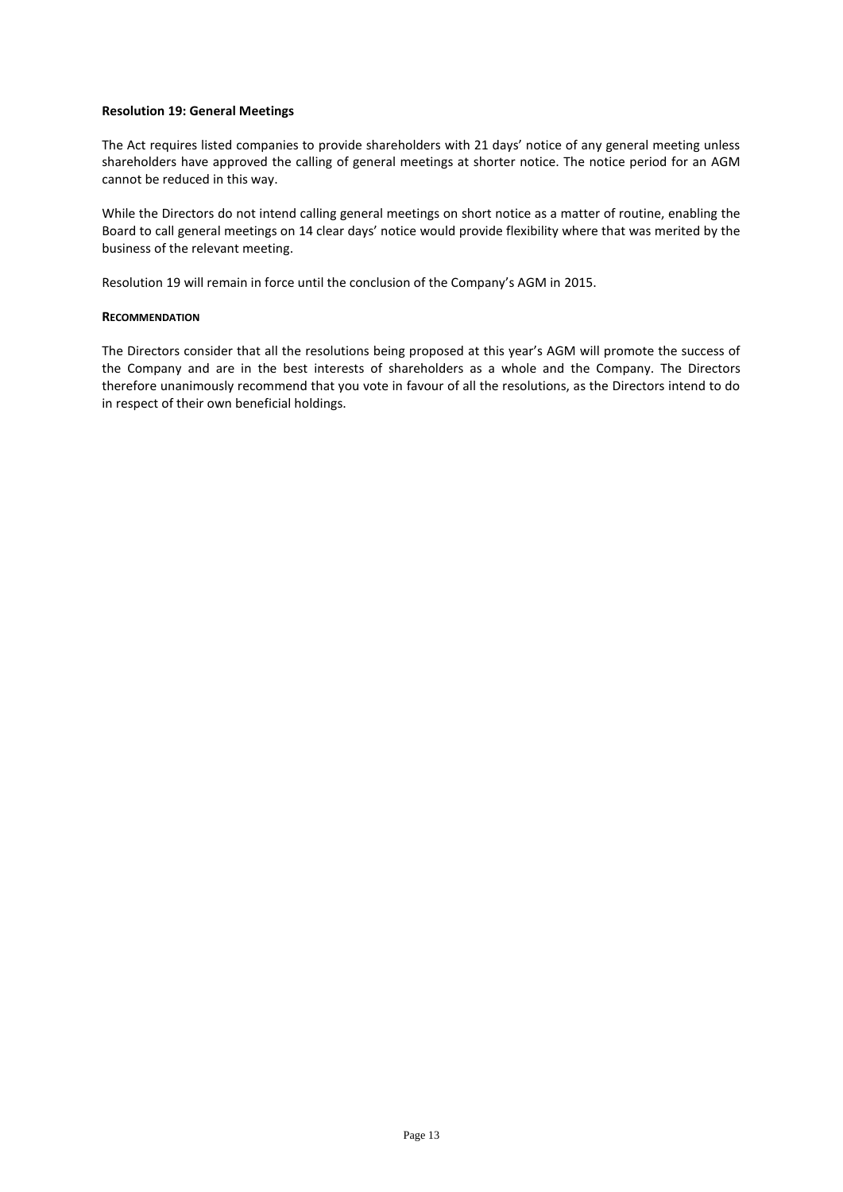**Resolution 19: General Meetings**

The Act requires listed companies to provide shareholders with 21 days' notice of any general meeting unless shareholders have approved the calling of general meetings at shorter notice. The notice period for an AGM cannot be reduced in this way.

While the Directors do not intend calling general meetings on short notice as a matter of routine, enabling the Board to call general meetings on 14 clear days' notice would provide flexibility where that was merited by the business of the relevant meeting.

Resolution 19 will remain in force until the conclusion of the Company's AGM in 2015.

**RECOMMENDATION**

The Directors consider that all the resolutions being proposed at this year's AGM will promote the success of the Company and are in the best interests of shareholders as a whole and the Company. The Directors therefore unanimously recommend that you vote in favour of all the resolutions, as the Directors intend to do in respect of their own beneficial holdings.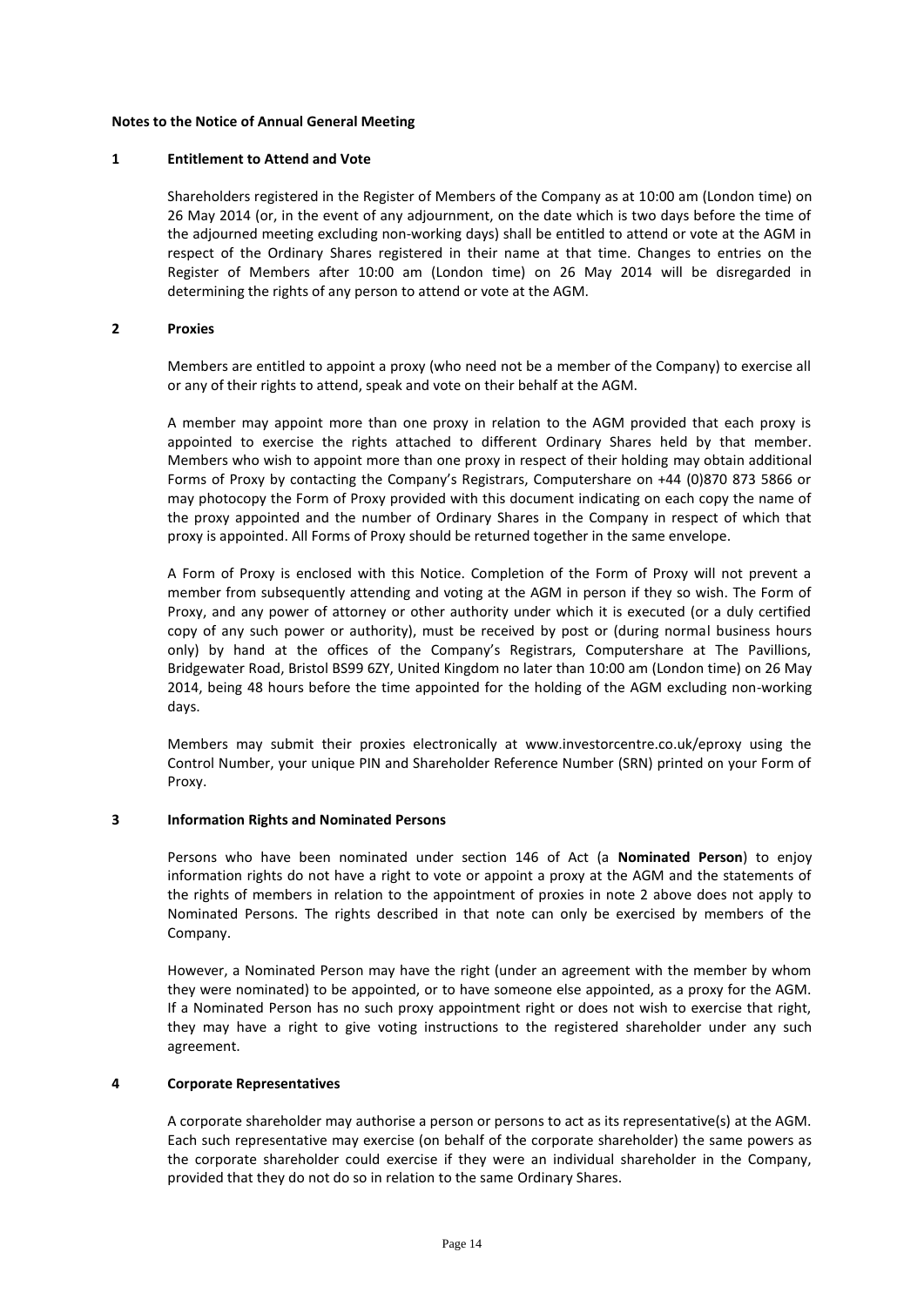**Notes to the Notice of Annual General Meeting**

**1 Entitlement to Attend and Vote**

Shareholders registered in the Register of Members of the Company as at 10:00 am (London time) on 26 May 2014 (or, in the event of any adjournment, on the date which is two days before the time of the adjourned meeting excluding non-working days) shall be entitled to attend or vote at the AGM in respect of the Ordinary Shares registered in their name at that time. Changes to entries on the Register of Members after 10:00 am (London time) on 26 May 2014 will be disregarded in determining the rights of any person to attend or vote at the AGM.

**2 Proxies**

Members are entitled to appoint a proxy (who need not be a member of the Company) to exercise all or any of their rights to attend, speak and vote on their behalf at the AGM.

A member may appoint more than one proxy in relation to the AGM provided that each proxy is appointed to exercise the rights attached to different Ordinary Shares held by that member. Members who wish to appoint more than one proxy in respect of their holding may obtain additional Forms of Proxy by contacting the Company's Registrars, Computershare on +44 (0)870 873 5866 or may photocopy the Form of Proxy provided with this document indicating on each copy the name of the proxy appointed and the number of Ordinary Shares in the Company in respect of which that proxy is appointed. All Forms of Proxy should be returned together in the same envelope.

A Form of Proxy is enclosed with this Notice. Completion of the Form of Proxy will not prevent a member from subsequently attending and voting at the AGM in person if they so wish. The Form of Proxy, and any power of attorney or other authority under which it is executed (or a duly certified copy of any such power or authority), must be received by post or (during normal business hours only) by hand at the offices of the Company's Registrars, Computershare at The Pavillions, Bridgewater Road, Bristol BS99 6ZY, United Kingdom no later than 10:00 am (London time) on 26 May 2014, being 48 hours before the time appointed for the holding of the AGM excluding non-working days.

Members may submit their proxies electronically at www.investorcentre.co.uk/eproxy using the Control Number, your unique PIN and Shareholder Reference Number (SRN) printed on your Form of Proxy.

**3 Information Rights and Nominated Persons**

Persons who have been nominated under section 146 of Act (a **Nominated Person**) to enjoy information rights do not have a right to vote or appoint a proxy at the AGM and the statements of the rights of members in relation to the appointment of proxies in note 2 above does not apply to Nominated Persons. The rights described in that note can only be exercised by members of the Company.

However, a Nominated Person may have the right (under an agreement with the member by whom they were nominated) to be appointed, or to have someone else appointed, as a proxy for the AGM. If a Nominated Person has no such proxy appointment right or does not wish to exercise that right, they may have a right to give voting instructions to the registered shareholder under any such agreement.

**4 Corporate Representatives**

A corporate shareholder may authorise a person or persons to act as its representative(s) at the AGM. Each such representative may exercise (on behalf of the corporate shareholder) the same powers as the corporate shareholder could exercise if they were an individual shareholder in the Company, provided that they do not do so in relation to the same Ordinary Shares.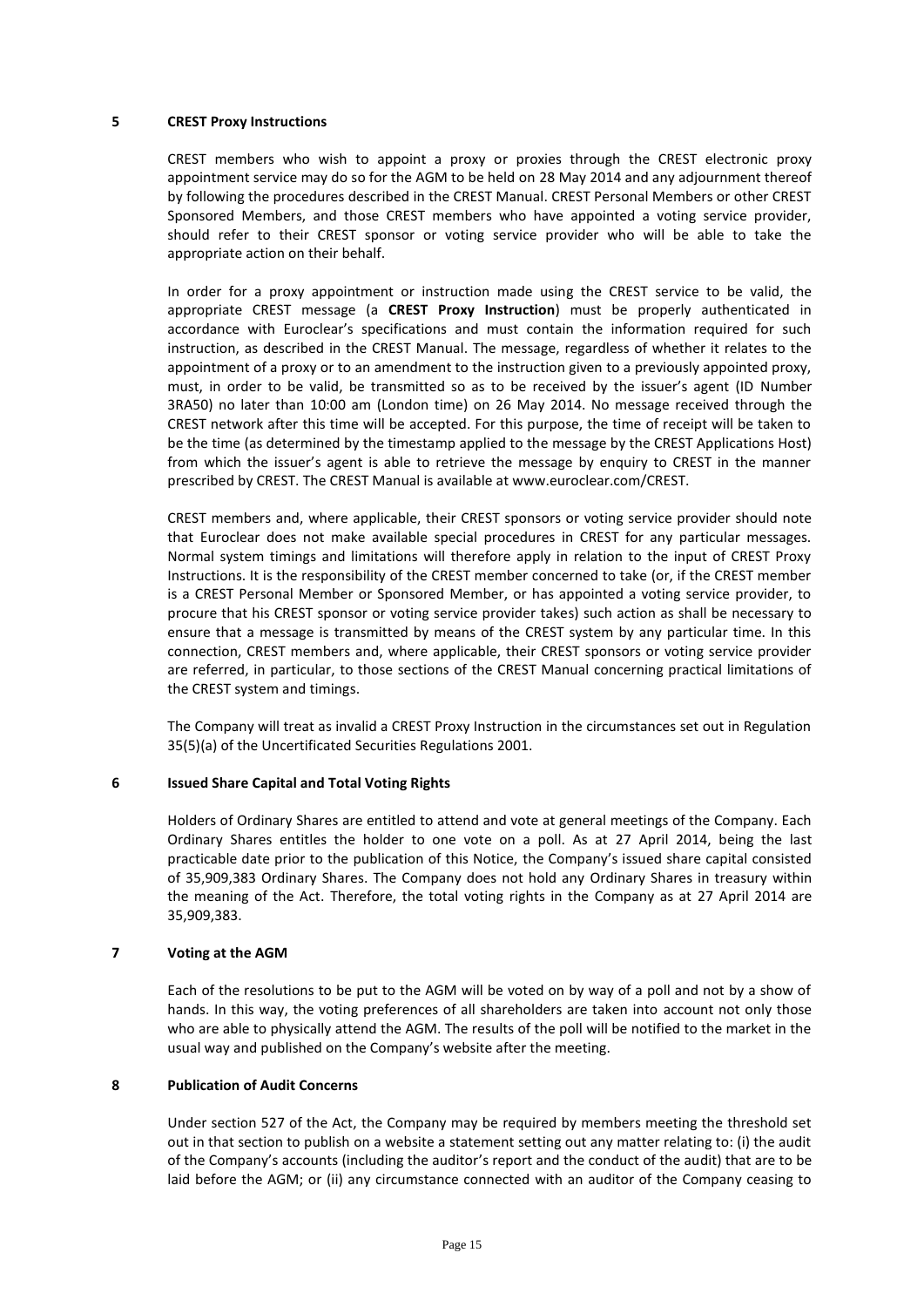## 5 CREST Proxy Instructions

CREST members who wish to appoint a proxy or proxies through the CREST electronic proxy appointment service may do so for the AGM to be held on 28 May 2014 and any adjournment thereof by following the procedures described in the CREST Manual. CREST Personal Members or other CREST Sponsored Members, and those CREST members who have appointed a voting service provider, should refer to their CREST sponsor or voting service provider who will be able to take the appropriate action on their behalf.

In order for a proxy appointment or instruction made using the CREST service to be valid, the appropriate CREST message (a **CREST Proxy Instruction**) must be properly authenticated in accordance with Euroclear's specifications and must contain the information required for such instruction, as described in the CREST Manual. The message, regardless of whether it relates to the appointment of a proxy or to an amendment to the instruction given to a previously appointed proxy, must, in order to be valid, be transmitted so as to be received by the issuer's agent (ID Number 3RA50) no later than 10:00 am (London time) on 26 May 2014. No message received through the CREST network after this time will be accepted. For this purpose, the time of receipt will be taken to be the time (as determined by the timestamp applied to the message by the CREST Applications Host) from which the issuer's agent is able to retrieve the message by enquiry to CREST in the manner prescribed by CREST. The CREST Manual is available at www.euroclear.com/CREST.

CREST members and, where applicable, their CREST sponsors or voting service provider should note that Euroclear does not make available special procedures in CREST for any particular messages. Normal system timings and limitations will therefore apply in relation to the input of CREST Proxy Instructions. It is the responsibility of the CREST member concerned to take (or, if the CREST member is a CREST Personal Member or Sponsored Member, or has appointed a voting service provider, to procure that his CREST sponsor or voting service provider takes) such action as shall be necessary to ensure that a message is transmitted by means of the CREST system by any particular time. In this connection, CREST members and, where applicable, their CREST sponsors or voting service provider are referred, in particular, to those sections of the CREST Manual concerning practical limitations of the CREST system and timings.

The Company will treat as invalid a CREST Proxy Instruction in the circumstances set out in Regulation 35(5)(a) of the Uncertificated Securities Regulations 2001.

## 6 Issued Share Capital and Total Voting Rights

Holders of Ordinary Shares are entitled to attend and vote at general meetings of the Company. Each Ordinary Shares entitles the holder to one vote on a poll. As at 27 April 2014, being the last practicable date prior to the publication of this Notice, the Company's issued share capital consisted of 35,909,383 Ordinary Shares. The Company does not hold any Ordinary Shares in treasury within the meaning of the Act. Therefore, the total voting rights in the Company as at 27 April 2014 are 35,909,383.

## 7 Voting at the AGM

Each of the resolutions to be put to the AGM will be voted on by way of a poll and not by a show of hands. In this way, the voting preferences of all shareholders are taken into account not only those who are able to physically attend the AGM. The results of the poll will be notified to the market in the usual way and published on the Company's website after the meeting.

## 8 Publication of Audit Concerns

Under section 527 of the Act, the Company may be required by members meeting the threshold set out in that section to publish on a website a statement setting out any matter relating to: (i) the audit of the Company's accounts (including the auditor's report and the conduct of the audit) that are to be laid before the AGM; or (ii) any circumstance connected with an auditor of the Company ceasing to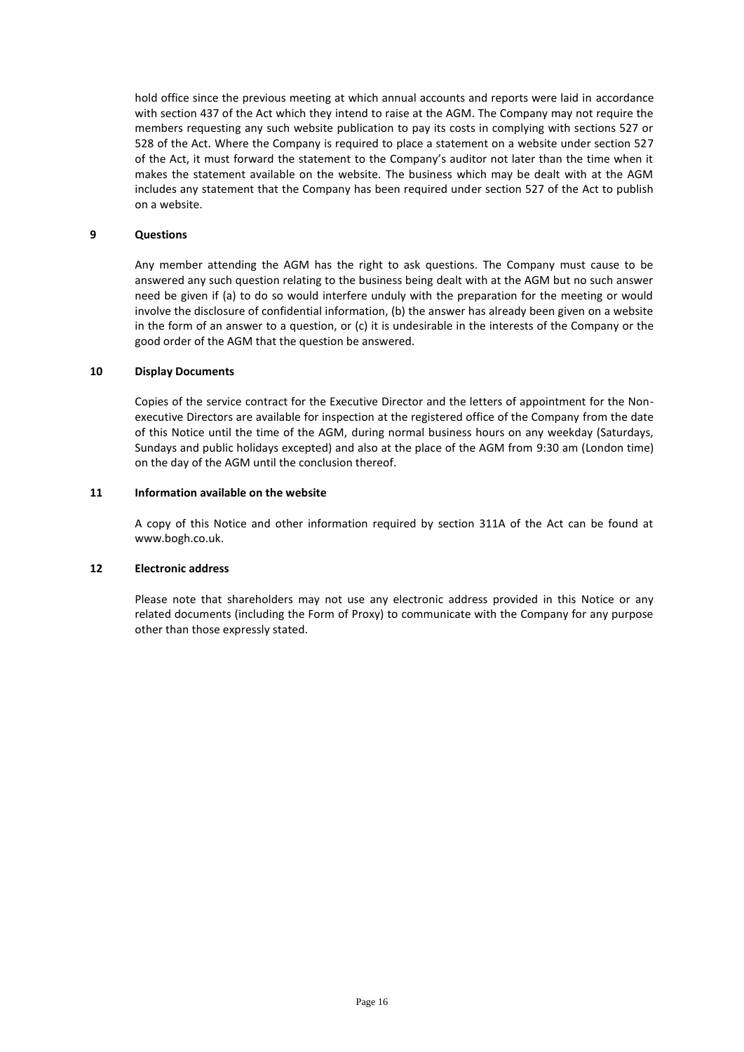hold office since the previous meeting at which annual accounts and reports were laid in accordance with section 437 of the Act which they intend to raise at the AGM. The Company may not require the members requesting any such website publication to pay its costs in complying with sections 527 or 528 of the Act. Where the Company is required to place a statement on a website under section 527 of the Act, it must forward the statement to the Company's auditor not later than the time when it makes the statement available on the website. The business which may be dealt with at the AGM includes any statement that the Company has been required under section 527 of the Act to publish on a website.

**9 Questions**

Any member attending the AGM has the right to ask questions. The Company must cause to be answered any such question relating to the business being dealt with at the AGM but no such answer need be given if (a) to do so would interfere unduly with the preparation for the meeting or would involve the disclosure of confidential information, (b) the answer has already been given on a website in the form of an answer to a question, or (c) it is undesirable in the interests of the Company or the good order of the AGM that the question be answered.

**10 Display Documents**

Copies of the service contract for the Executive Director and the letters of appointment for the Non-executive Directors are available for inspection at the registered office of the Company from the date of this Notice until the time of the AGM, during normal business hours on any weekday (Saturdays, Sundays and public holidays excepted) and also at the place of the AGM from 9:30 am (London time) on the day of the AGM until the conclusion thereof.

**11 Information available on the website**

A copy of this Notice and other information required by section 311A of the Act can be found at www.bogh.co.uk.

**12 Electronic address**

Please note that shareholders may not use any electronic address provided in this Notice or any related documents (including the Form of Proxy) to communicate with the Company for any purpose other than those expressly stated.